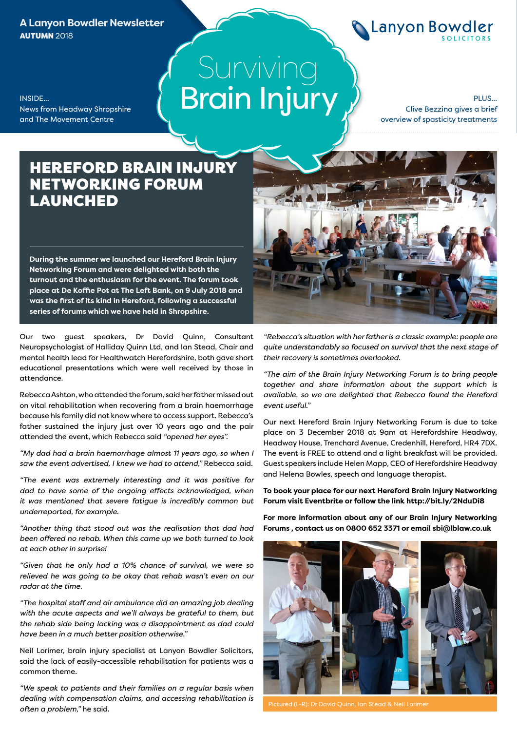A Lanyon Bowdler Newsletter
**AUTUMN** 2018

Lanyon Bowdler SOLICITORS

# Surviving Brain Injury

INSIDE...
News from Headway Shropshire and The Movement Centre

PLUS...
Clive Bezzina gives a brief overview of spasticity treatments

## HEREFORD BRAIN INJURY NETWORKING FORUM LAUNCHED

**During the summer we launched our Hereford Brain Injury Networking Forum and were delighted with both the turnout and the enthusiasm for the event. The forum took place at De Koffie Pot at The Left Bank, on 9 July 2018 and was the first of its kind in Hereford, following a successful series of forums which we have held in Shropshire.**

Our two guest speakers, Dr David Quinn, Consultant Neuropsychologist of Halliday Quinn Ltd, and Ian Stead, Chair and mental health lead for Healthwatch Herefordshire, both gave short educational presentations which were well received by those in attendance.

Rebecca Ashton, who attended the forum, said her father missed out on vital rehabilitation when recovering from a brain haemorrhage because his family did not know where to access support. Rebecca's father sustained the injury just over 10 years ago and the pair attended the event, which Rebecca said *"opened her eyes".*

*"My dad had a brain haemorrhage almost 11 years ago, so when I saw the event advertised, I knew we had to attend,"* Rebecca said.

*"The event was extremely interesting and it was positive for dad to have some of the ongoing effects acknowledged, when it was mentioned that severe fatigue is incredibly common but underreported, for example.*

*"Another thing that stood out was the realisation that dad had been offered no rehab. When this came up we both turned to look at each other in surprise!*

*"Given that he only had a 10% chance of survival, we were so relieved he was going to be okay that rehab wasn't even on our radar at the time.*

*"The hospital staff and air ambulance did an amazing job dealing with the acute aspects and we'll always be grateful to them, but the rehab side being lacking was a disappointment as dad could have been in a much better position otherwise."*

Neil Lorimer, brain injury specialist at Lanyon Bowdler Solicitors, said the lack of easily-accessible rehabilitation for patients was a common theme.

*"We speak to patients and their families on a regular basis when dealing with compensation claims, and accessing rehabilitation is often a problem,"* he said.

*"Rebecca's situation with her father is a classic example: people are quite understandably so focused on survival that the next stage of their recovery is sometimes overlooked.*

*"The aim of the Brain Injury Networking Forum is to bring people together and share information about the support which is available, so we are delighted that Rebecca found the Hereford event useful."*

Our next Hereford Brain Injury Networking Forum is due to take place on 3 December 2018 at 9am at Herefordshire Headway, Headway House, Trenchard Avenue, Credenhill, Hereford, HR4 7DX. The event is FREE to attend and a light breakfast will be provided. Guest speakers include Helen Mapp, CEO of Herefordshire Headway and Helena Bowles, speech and language therapist.

**To book your place for our next Hereford Brain Injury Networking Forum visit Eventbrite or follow the link http://bit.ly/2NduDi8**

**For more information about any of our Brain Injury Networking Forums , contact us on 0800 652 3371 or email sbi@lblaw.co.uk**

Pictured (L-R): Dr David Quinn, Ian Stead & Neil Lorimer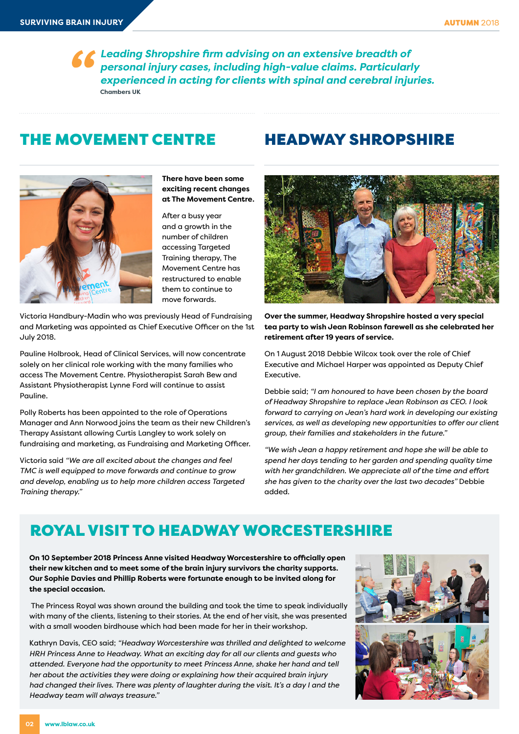> *Leading Shropshire firm advising on an extensive breadth of personal injury cases, including high-value claims. Particularly experienced in acting for clients with spinal and cerebral injuries.*
>
> **Chambers UK**

## THE MOVEMENT CENTRE

**There have been some exciting recent changes at The Movement Centre.**

After a busy year and a growth in the number of children accessing Targeted Training therapy, The Movement Centre has restructured to enable them to continue to move forwards.

Victoria Handbury-Madin who was previously Head of Fundraising and Marketing was appointed as Chief Executive Officer on the 1st July 2018.

Pauline Holbrook, Head of Clinical Services, will now concentrate solely on her clinical role working with the many families who access The Movement Centre. Physiotherapist Sarah Bew and Assistant Physiotherapist Lynne Ford will continue to assist Pauline.

Polly Roberts has been appointed to the role of Operations Manager and Ann Norwood joins the team as their new Children's Therapy Assistant allowing Curtis Langley to work solely on fundraising and marketing, as Fundraising and Marketing Officer.

Victoria said *"We are all excited about the changes and feel TMC is well equipped to move forwards and continue to grow and develop, enabling us to help more children access Targeted Training therapy."*

## HEADWAY SHROPSHIRE

**Over the summer, Headway Shropshire hosted a very special tea party to wish Jean Robinson farewell as she celebrated her retirement after 19 years of service.**

On 1 August 2018 Debbie Wilcox took over the role of Chief Executive and Michael Harper was appointed as Deputy Chief Executive.

Debbie said; *"I am honoured to have been chosen by the board of Headway Shropshire to replace Jean Robinson as CEO. I look forward to carrying on Jean's hard work in developing our existing services, as well as developing new opportunities to offer our client group, their families and stakeholders in the future."*

*"We wish Jean a happy retirement and hope she will be able to spend her days tending to her garden and spending quality time with her grandchildren. We appreciate all of the time and effort she has given to the charity over the last two decades"* Debbie added.

## ROYAL VISIT TO HEADWAY WORCESTERSHIRE

**On 10 September 2018 Princess Anne visited Headway Worcestershire to officially open their new kitchen and to meet some of the brain injury survivors the charity supports. Our Sophie Davies and Phillip Roberts were fortunate enough to be invited along for the special occasion.**

The Princess Royal was shown around the building and took the time to speak individually with many of the clients, listening to their stories. At the end of her visit, she was presented with a small wooden birdhouse which had been made for her in their workshop.

Kathryn Davis, CEO said; *"Headway Worcestershire was thrilled and delighted to welcome HRH Princess Anne to Headway. What an exciting day for all our clients and guests who attended. Everyone had the opportunity to meet Princess Anne, shake her hand and tell her about the activities they were doing or explaining how their acquired brain injury had changed their lives. There was plenty of laughter during the visit. It's a day I and the Headway team will always treasure."*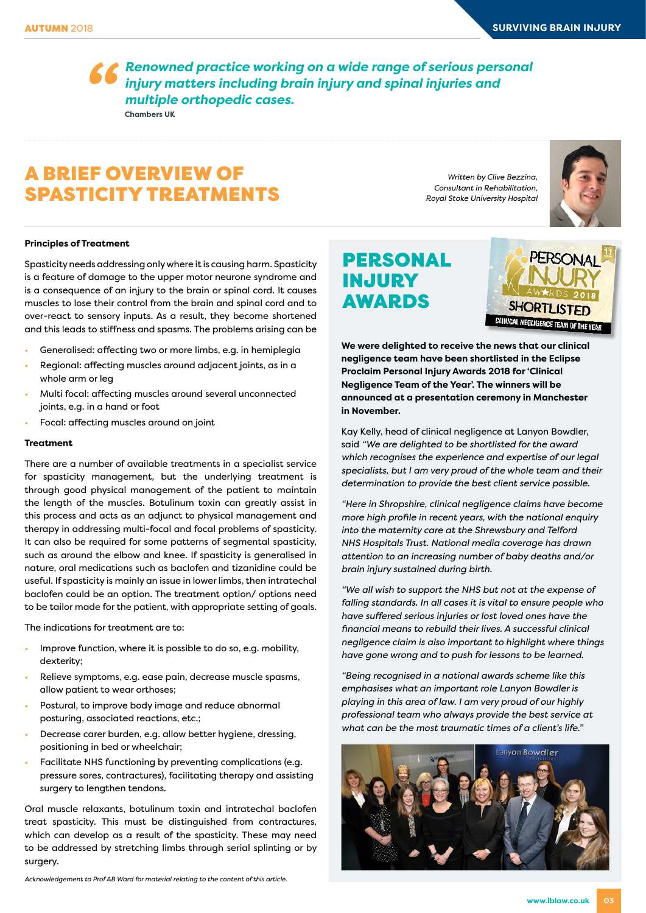> *Renowned practice working on a wide range of serious personal injury matters including brain injury and spinal injuries and multiple orthopedic cases.*
>
> **Chambers UK**

# A BRIEF OVERVIEW OF SPASTICITY TREATMENTS

*Written by Clive Bezzina, Consultant in Rehabilitation, Royal Stoke University Hospital*

**Principles of Treatment**

Spasticity needs addressing only where it is causing harm. Spasticity is a feature of damage to the upper motor neurone syndrome and is a consequence of an injury to the brain or spinal cord. It causes muscles to lose their control from the brain and spinal cord and to over-react to sensory inputs. As a result, they become shortened and this leads to stiffness and spasms. The problems arising can be

- Generalised: affecting two or more limbs, e.g. in hemiplegia
- Regional: affecting muscles around adjacent joints, as in a whole arm or leg
- Multi focal: affecting muscles around several unconnected joints, e.g. in a hand or foot
- Focal: affecting muscles around on joint

**Treatment**

There are a number of available treatments in a specialist service for spasticity management, but the underlying treatment is through good physical management of the patient to maintain the length of the muscles. Botulinum toxin can greatly assist in this process and acts as an adjunct to physical management and therapy in addressing multi-focal and focal problems of spasticity. It can also be required for some patterns of segmental spasticity, such as around the elbow and knee. If spasticity is generalised in nature, oral medications such as baclofen and tizanidine could be useful. If spasticity is mainly an issue in lower limbs, then intratechal baclofen could be an option. The treatment option/ options need to be tailor made for the patient, with appropriate setting of goals.

The indications for treatment are to:

- Improve function, where it is possible to do so, e.g. mobility, dexterity;
- Relieve symptoms, e.g. ease pain, decrease muscle spasms, allow patient to wear orthoses;
- Postural, to improve body image and reduce abnormal posturing, associated reactions, etc.;
- Decrease carer burden, e.g. allow better hygiene, dressing, positioning in bed or wheelchair;
- Facilitate NHS functioning by preventing complications (e.g. pressure sores, contractures), facilitating therapy and assisting surgery to lengthen tendons.

Oral muscle relaxants, botulinum toxin and intratechal baclofen treat spasticity. This must be distinguished from contractures, which can develop as a result of the spasticity. These may need to be addressed by stretching limbs through serial splinting or by surgery.

*Acknowledgement to Prof AB Ward for material relating to the content of this article.*

# PERSONAL INJURY AWARDS

**We were delighted to receive the news that our clinical negligence team have been shortlisted in the Eclipse Proclaim Personal Injury Awards 2018 for 'Clinical Negligence Team of the Year'. The winners will be announced at a presentation ceremony in Manchester in November.**

Kay Kelly, head of clinical negligence at Lanyon Bowdler, said *"We are delighted to be shortlisted for the award which recognises the experience and expertise of our legal specialists, but I am very proud of the whole team and their determination to provide the best client service possible.*

*"Here in Shropshire, clinical negligence claims have become more high profile in recent years, with the national enquiry into the maternity care at the Shrewsbury and Telford NHS Hospitals Trust. National media coverage has drawn attention to an increasing number of baby deaths and/or brain injury sustained during birth.*

*"We all wish to support the NHS but not at the expense of falling standards. In all cases it is vital to ensure people who have suffered serious injuries or lost loved ones have the financial means to rebuild their lives. A successful clinical negligence claim is also important to highlight where things have gone wrong and to push for lessons to be learned.*

*"Being recognised in a national awards scheme like this emphasises what an important role Lanyon Bowdler is playing in this area of law. I am very proud of our highly professional team who always provide the best service at what can be the most traumatic times of a client's life."*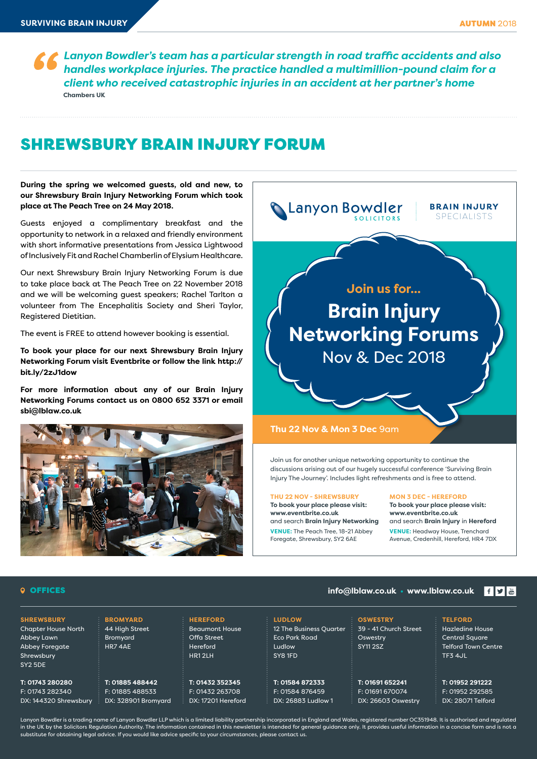> *Lanyon Bowdler's team has a particular strength in road traffic accidents and also handles workplace injuries. The practice handled a multimillion-pound claim for a client who received catastrophic injuries in an accident at her partner's home*
>
> **Chambers UK**

# SHREWSBURY BRAIN INJURY FORUM

**During the spring we welcomed guests, old and new, to our Shrewsbury Brain Injury Networking Forum which took place at The Peach Tree on 24 May 2018.**

Guests enjoyed a complimentary breakfast and the opportunity to network in a relaxed and friendly environment with short informative presentations from Jessica Lightwood of Inclusively Fit and Rachel Chamberlin of Elysium Healthcare.

Our next Shrewsbury Brain Injury Networking Forum is due to take place back at The Peach Tree on 22 November 2018 and we will be welcoming guest speakers; Rachel Tarlton a volunteer from The Encephalitis Society and Sheri Taylor, Registered Dietitian.

The event is FREE to attend however booking is essential.

**To book your place for our next Shrewsbury Brain Injury Networking Forum visit Eventbrite or follow the link http://bit.ly/2zJ1dow**

**For more information about any of our Brain Injury Networking Forums contact us on 0800 652 3371 or email sbi@lblaw.co.uk**

Lanyon Bowdler SOLICITORS | **BRAIN INJURY** SPECIALISTS

## Join us for... Brain Injury Networking Forums

Nov & Dec 2018

**Thu 22 Nov & Mon 3 Dec** 9am

Join us for another unique networking opportunity to continue the discussions arising out of our hugely successful conference 'Surviving Brain Injury The Journey'. Includes light refreshments and is free to attend.

**THU 22 NOV - SHREWSBURY**
**To book your place please visit: www.eventbrite.co.uk**
and search **Brain Injury Networking**
**VENUE:** The Peach Tree, 18-21 Abbey Foregate, Shrewsbury, SY2 6AE

**MON 3 DEC - HEREFORD**
**To book your place please visit: www.eventbrite.co.uk**
and search **Brain Injury** in **Hereford**
**VENUE:** Headway House, Trenchard Avenue, Credenhill, Hereford, HR4 7DX

## OFFICES

**info@lblaw.co.uk** • **www.lblaw.co.uk**

**SHREWSBURY**
Chapter House North
Abbey Lawn
Abbey Foregate
Shrewsbury
SY2 5DE
**T: 01743 280280**
F: 01743 282340
DX: 144320 Shrewsbury

**BROMYARD**
44 High Street
Bromyard
HR7 4AE
**T: 01885 488442**
F: 01885 488533
DX: 328901 Bromyard

**HEREFORD**
Beaumont House
Offa Street
Hereford
HR1 2LH
**T: 01432 352345**
F: 01432 263708
DX: 17201 Hereford

**LUDLOW**
12 The Business Quarter
Eco Park Road
Ludlow
SY8 1FD
**T: 01584 872333**
F: 01584 876459
DX: 26883 Ludlow 1

**OSWESTRY**
39 - 41 Church Street
Oswestry
SY11 2SZ
**T: 01691 652241**
F: 01691 670074
DX: 26603 Oswestry

**TELFORD**
Hazledine House
Central Square
Telford Town Centre
TF3 4JL
**T: 01952 291222**
F: 01952 292585
DX: 28071 Telford

Lanyon Bowdler is a trading name of Lanyon Bowdler LLP which is a limited liability partnership incorporated in England and Wales, registered number OC351948. It is authorised and regulated in the UK by the Solicitors Regulation Authority. The information contained in this newsletter is intended for general guidance only. It provides useful information in a concise form and is not a substitute for obtaining legal advice. If you would like advice specific to your circumstances, please contact us.